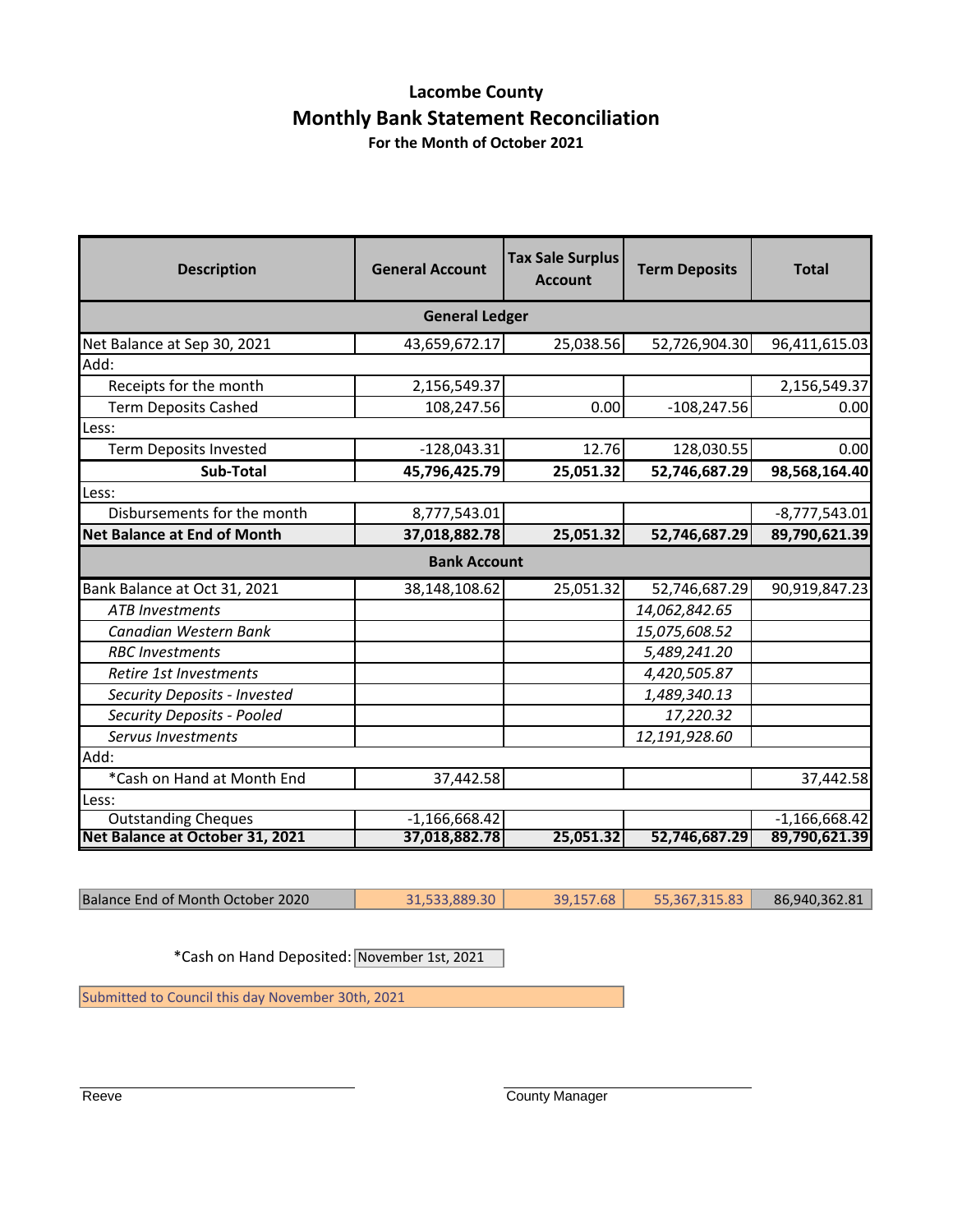# Lacombe County

## Monthly Bank Statement Reconciliation

**For the Month of October 2021**

| Description | General Account | Tax Sale Surplus Account | Term Deposits | Total |
|---|---|---|---|---|
| **General Ledger** | | | | |
| Net Balance at Sep 30, 2021 | 43,659,672.17 | 25,038.56 | 52,726,904.30 | 96,411,615.03 |
| Add: | | | | |
| Receipts for the month | 2,156,549.37 | | | 2,156,549.37 |
| Term Deposits Cashed | 108,247.56 | 0.00 | -108,247.56 | 0.00 |
| Less: | | | | |
| Term Deposits Invested | -128,043.31 | 12.76 | 128,030.55 | 0.00 |
| **Sub-Total** | **45,796,425.79** | **25,051.32** | **52,746,687.29** | **98,568,164.40** |
| Less: | | | | |
| Disbursements for the month | 8,777,543.01 | | | -8,777,543.01 |
| **Net Balance at End of Month** | **37,018,882.78** | **25,051.32** | **52,746,687.29** | **89,790,621.39** |
| **Bank Account** | | | | |
| Bank Balance at Oct 31, 2021 | 38,148,108.62 | 25,051.32 | 52,746,687.29 | 90,919,847.23 |
| *ATB Investments* | | | *14,062,842.65* | |
| *Canadian Western Bank* | | | *15,075,608.52* | |
| *RBC Investments* | | | *5,489,241.20* | |
| *Retire 1st Investments* | | | *4,420,505.87* | |
| *Security Deposits - Invested* | | | *1,489,340.13* | |
| *Security Deposits - Pooled* | | | *17,220.32* | |
| *Servus Investments* | | | *12,191,928.60* | |
| Add: | | | | |
| *Cash on Hand at Month End | 37,442.58 | | | 37,442.58 |
| Less: | | | | |
| Outstanding Cheques | -1,166,668.42 | | | -1,166,668.42 |
| **Net Balance at October 31, 2021** | **37,018,882.78** | **25,051.32** | **52,746,687.29** | **89,790,621.39** |

| | | | | |
|---|---|---|---|---|
| Balance End of Month October 2020 | 31,533,889.30 | 39,157.68 | 55,367,315.83 | 86,940,362.81 |

*Cash on Hand Deposited: November 1st, 2021

Submitted to Council this day November 30th, 2021

Reeve

County Manager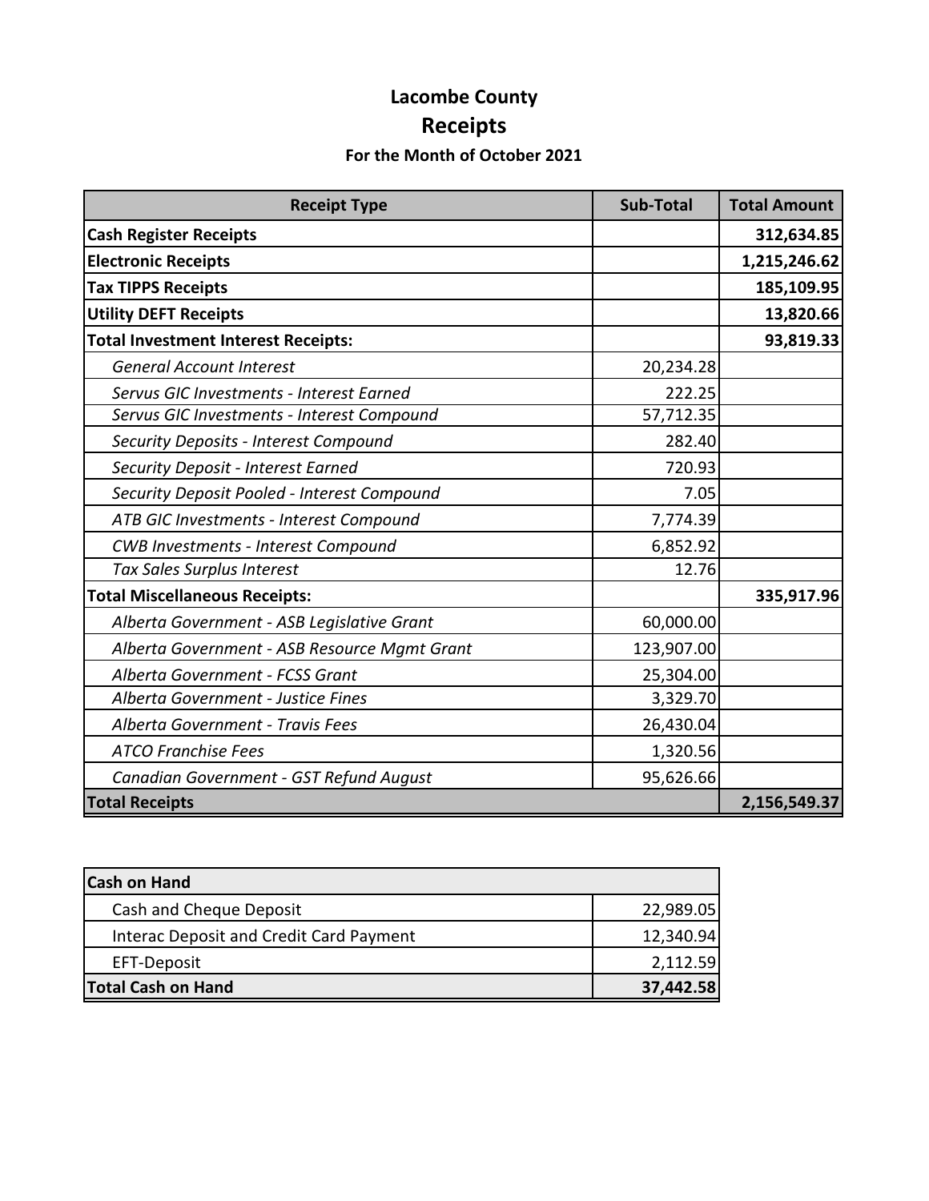# Lacombe County

## Receipts

### For the Month of October 2021

| Receipt Type | Sub-Total | Total Amount |
|---|---|---|
| **Cash Register Receipts** | | **312,634.85** |
| **Electronic Receipts** | | **1,215,246.62** |
| **Tax TIPPS Receipts** | | **185,109.95** |
| **Utility DEFT Receipts** | | **13,820.66** |
| **Total Investment Interest Receipts:** | | **93,819.33** |
| *General Account Interest* | 20,234.28 | |
| *Servus GIC Investments - Interest Earned* | 222.25 | |
| *Servus GIC Investments - Interest Compound* | 57,712.35 | |
| *Security Deposits - Interest Compound* | 282.40 | |
| *Security Deposit - Interest Earned* | 720.93 | |
| *Security Deposit Pooled - Interest Compound* | 7.05 | |
| *ATB GIC Investments - Interest Compound* | 7,774.39 | |
| *CWB Investments - Interest Compound* | 6,852.92 | |
| *Tax Sales Surplus Interest* | 12.76 | |
| **Total Miscellaneous Receipts:** | | **335,917.96** |
| *Alberta Government - ASB Legislative Grant* | 60,000.00 | |
| *Alberta Government - ASB Resource Mgmt Grant* | 123,907.00 | |
| *Alberta Government - FCSS Grant* | 25,304.00 | |
| *Alberta Government - Justice Fines* | 3,329.70 | |
| *Alberta Government - Travis Fees* | 26,430.04 | |
| *ATCO Franchise Fees* | 1,320.56 | |
| *Canadian Government - GST Refund August* | 95,626.66 | |
| **Total Receipts** | | **2,156,549.37** |

| Cash on Hand | |
|---|---|
| Cash and Cheque Deposit | 22,989.05 |
| Interac Deposit and Credit Card Payment | 12,340.94 |
| EFT-Deposit | 2,112.59 |
| **Total Cash on Hand** | **37,442.58** |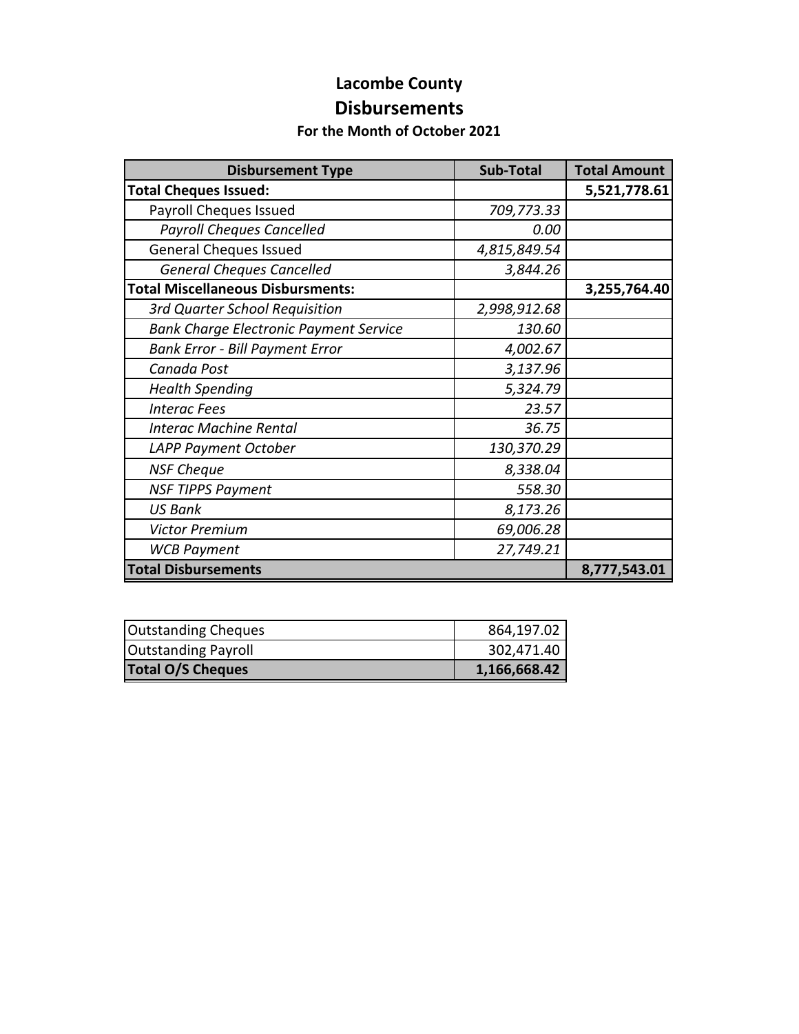# Lacombe County

## Disbursements

### For the Month of October 2021

| Disbursement Type | Sub-Total | Total Amount |
|---|---|---|
| **Total Cheques Issued:** | | **5,521,778.61** |
| Payroll Cheques Issued | *709,773.33* | |
| *Payroll Cheques Cancelled* | *0.00* | |
| General Cheques Issued | *4,815,849.54* | |
| *General Cheques Cancelled* | *3,844.26* | |
| **Total Miscellaneous Disbursments:** | | **3,255,764.40** |
| *3rd Quarter School Requisition* | *2,998,912.68* | |
| *Bank Charge Electronic Payment Service* | *130.60* | |
| *Bank Error - Bill Payment Error* | *4,002.67* | |
| *Canada Post* | *3,137.96* | |
| *Health Spending* | *5,324.79* | |
| *Interac Fees* | *23.57* | |
| *Interac Machine Rental* | *36.75* | |
| *LAPP Payment October* | *130,370.29* | |
| *NSF Cheque* | *8,338.04* | |
| *NSF TIPPS Payment* | *558.30* | |
| *US Bank* | *8,173.26* | |
| *Victor Premium* | *69,006.28* | |
| *WCB Payment* | *27,749.21* | |
| **Total Disbursements** | | **8,777,543.01** |

| | |
|---|---|
| Outstanding Cheques | 864,197.02 |
| Outstanding Payroll | 302,471.40 |
| **Total O/S Cheques** | **1,166,668.42** |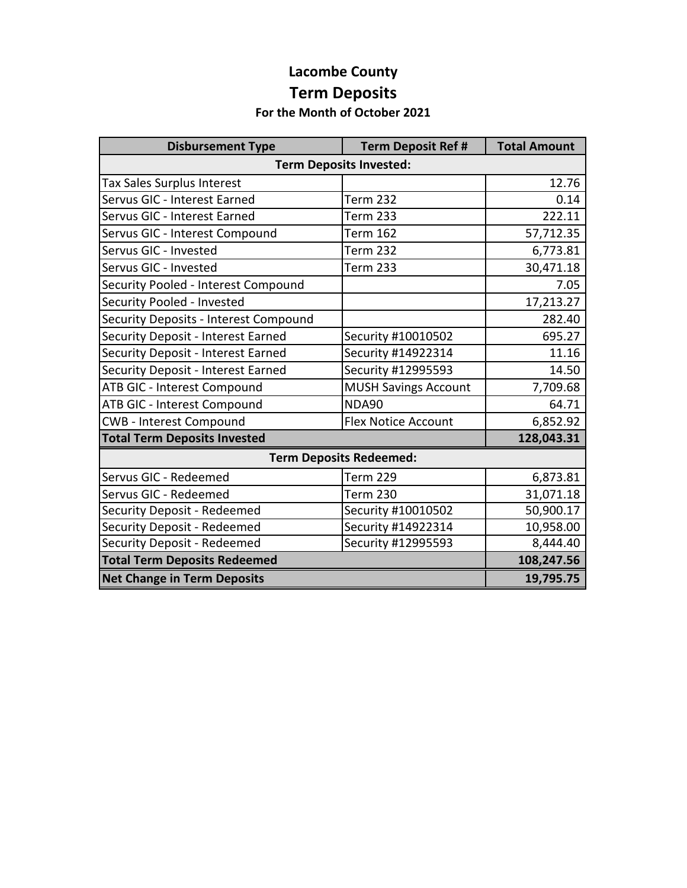# Lacombe County

## Term Deposits

### For the Month of October 2021

| Disbursement Type | Term Deposit Ref # | Total Amount |
|---|---|---|
| **Term Deposits Invested:** | | |
| Tax Sales Surplus Interest | | 12.76 |
| Servus GIC - Interest Earned | Term 232 | 0.14 |
| Servus GIC - Interest Earned | Term 233 | 222.11 |
| Servus GIC - Interest Compound | Term 162 | 57,712.35 |
| Servus GIC - Invested | Term 232 | 6,773.81 |
| Servus GIC - Invested | Term 233 | 30,471.18 |
| Security Pooled - Interest Compound | | 7.05 |
| Security Pooled - Invested | | 17,213.27 |
| Security Deposits - Interest Compound | | 282.40 |
| Security Deposit - Interest Earned | Security #10010502 | 695.27 |
| Security Deposit - Interest Earned | Security #14922314 | 11.16 |
| Security Deposit - Interest Earned | Security #12995593 | 14.50 |
| ATB GIC - Interest Compound | MUSH Savings Account | 7,709.68 |
| ATB GIC - Interest Compound | NDA90 | 64.71 |
| CWB - Interest Compound | Flex Notice Account | 6,852.92 |
| **Total Term Deposits Invested** | | **128,043.31** |
| **Term Deposits Redeemed:** | | |
| Servus GIC - Redeemed | Term 229 | 6,873.81 |
| Servus GIC - Redeemed | Term 230 | 31,071.18 |
| Security Deposit - Redeemed | Security #10010502 | 50,900.17 |
| Security Deposit - Redeemed | Security #14922314 | 10,958.00 |
| Security Deposit - Redeemed | Security #12995593 | 8,444.40 |
| **Total Term Deposits Redeemed** | | **108,247.56** |
| **Net Change in Term Deposits** | | **19,795.75** |